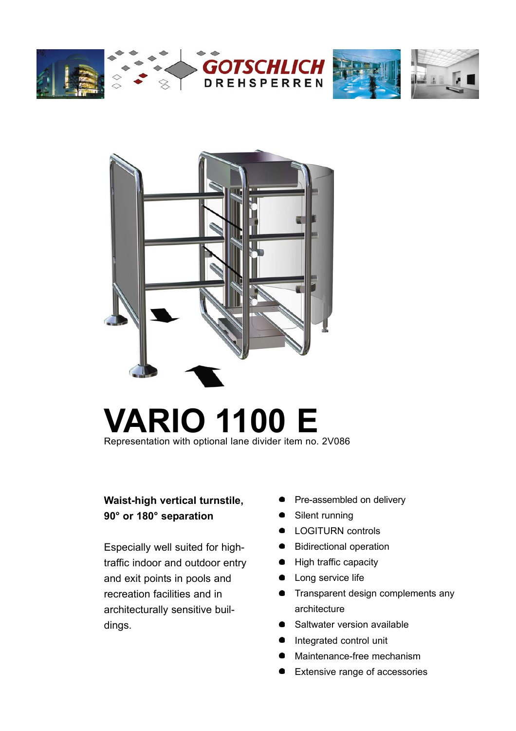GOTSCHLICH DREHSPERREN

# VARIO 1100 E

Representation with optional lane divider item no. 2V086

**Waist-high vertical turnstile, 90° or 180° separation**

Especially well suited for high-traffic indoor and outdoor entry and exit points in pools and recreation facilities and in architecturally sensitive buildings.

- Pre-assembled on delivery
- Silent running
- LOGITURN controls
- Bidirectional operation
- High traffic capacity
- Long service life
- Transparent design complements any architecture
- Saltwater version available
- Integrated control unit
- Maintenance-free mechanism
- Extensive range of accessories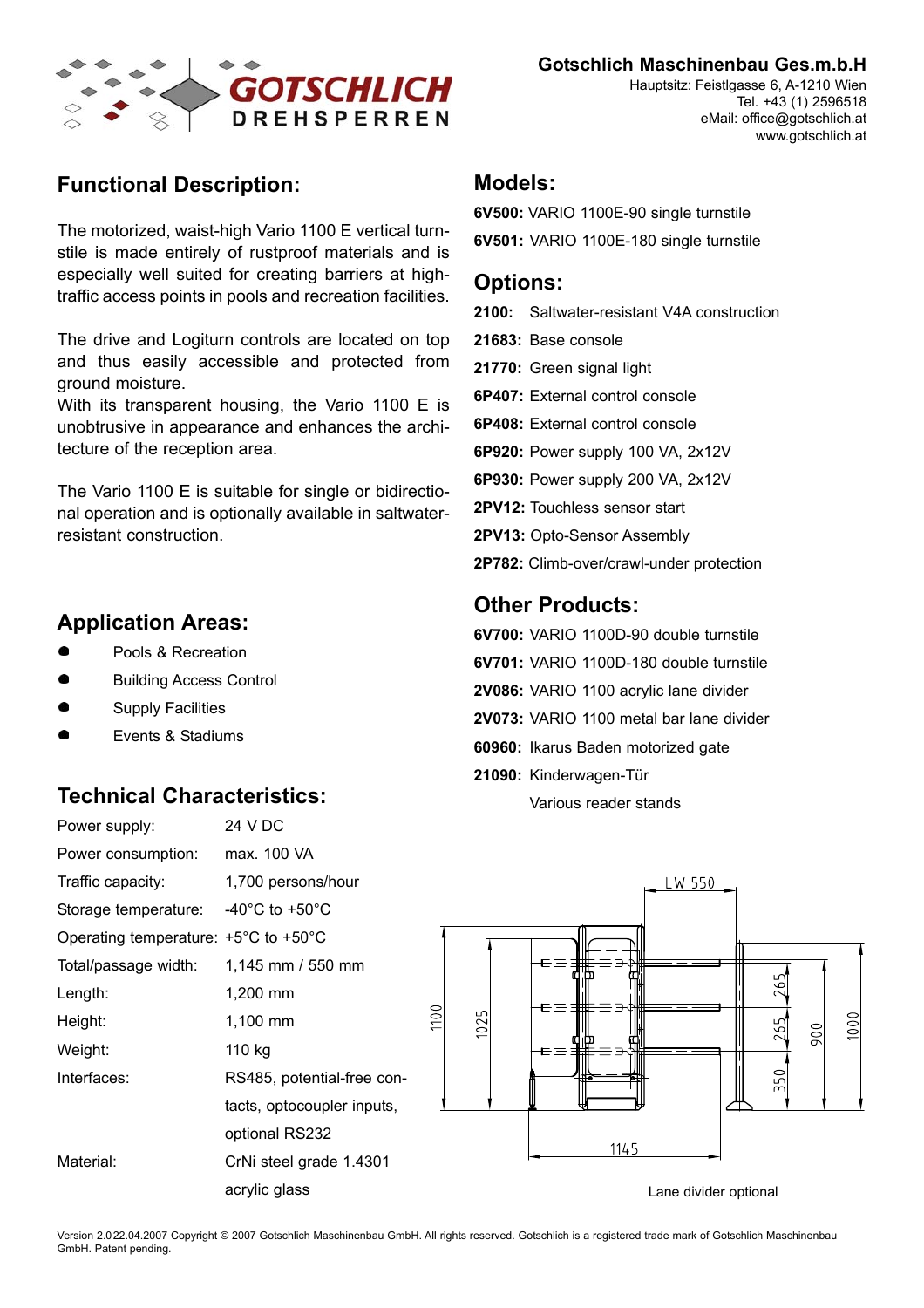GOTSCHLICH DREHSPERREN

**Gotschlich Maschinenbau Ges.m.b.H**
Hauptsitz: Feistlgasse 6, A-1210 Wien
Tel. +43 (1) 2596518
eMail: office@gotschlich.at
www.gotschlich.at

## Functional Description:

The motorized, waist-high Vario 1100 E vertical turnstile is made entirely of rustproof materials and is especially well suited for creating barriers at high-traffic access points in pools and recreation facilities.

The drive and Logiturn controls are located on top and thus easily accessible and protected from ground moisture.
With its transparent housing, the Vario 1100 E is unobtrusive in appearance and enhances the architecture of the reception area.

The Vario 1100 E is suitable for single or bidirectional operation and is optionally available in saltwater-resistant construction.

## Application Areas:

- Pools & Recreation
- Building Access Control
- Supply Facilities
- Events & Stadiums

## Technical Characteristics:

| | |
|---|---|
| Power supply: | 24 V DC |
| Power consumption: | max. 100 VA |
| Traffic capacity: | 1,700 persons/hour |
| Storage temperature: | -40°C to +50°C |
| Operating temperature: | +5°C to +50°C |
| Total/passage width: | 1,145 mm / 550 mm |
| Length: | 1,200 mm |
| Height: | 1,100 mm |
| Weight: | 110 kg |
| Interfaces: | RS485, potential-free contacts, optocoupler inputs, optional RS232 |
| Material: | CrNi steel grade 1.4301 acrylic glass |

## Models:

**6V500:** VARIO 1100E-90 single turnstile
**6V501:** VARIO 1100E-180 single turnstile

## Options:

**2100:** Saltwater-resistant V4A construction
**21683:** Base console
**21770:** Green signal light
**6P407:** External control console
**6P408:** External control console
**6P920:** Power supply 100 VA, 2x12V
**6P930:** Power supply 200 VA, 2x12V
**2PV12:** Touchless sensor start
**2PV13:** Opto-Sensor Assembly
**2P782:** Climb-over/crawl-under protection

## Other Products:

**6V700:** VARIO 1100D-90 double turnstile
**6V701:** VARIO 1100D-180 double turnstile
**2V086:** VARIO 1100 acrylic lane divider
**2V073:** VARIO 1100 metal bar lane divider
**60960:** Ikarus Baden motorized gate
**21090:** Kinderwagen-Tür
Various reader stands

LW 550
1100
1025
265
265
350
900
1000
1145

Lane divider optional

Version 2.0 22.04.2007 Copyright © 2007 Gotschlich Maschinenbau GmbH. All rights reserved. Gotschlich is a registered trade mark of Gotschlich Maschinenbau GmbH. Patent pending.